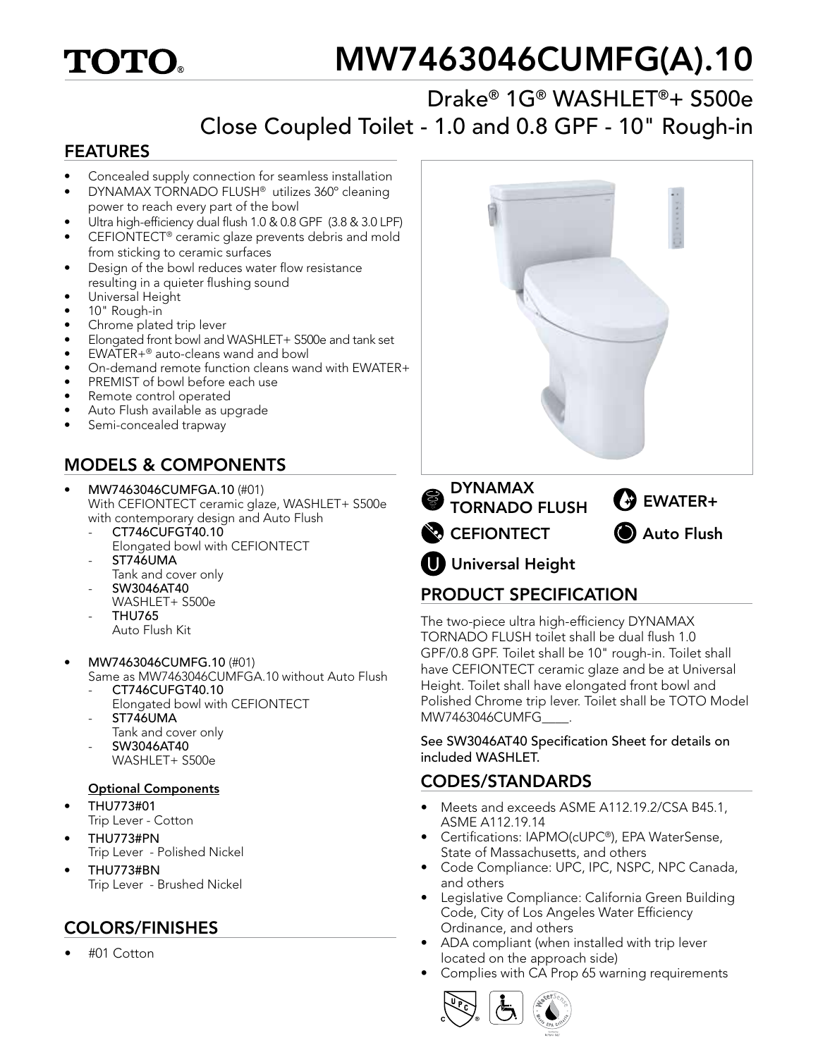# TOTO®

# MW7463046CUMFG(A).10

## Drake® 1G® WASHLET®+ S500e Close Coupled Toilet - 1.0 and 0.8 GPF - 10" Rough-in

## FEATURES

- Concealed supply connection for seamless installation
- DYNAMAX TORNADO FLUSH® utilizes 360º cleaning power to reach every part of the bowl
- Ultra high-efficiency dual flush 1.0 & 0.8 GPF (3.8 & 3.0 LPF)
- CEFIONTECT® ceramic glaze prevents debris and mold from sticking to ceramic surfaces
- Design of the bowl reduces water flow resistance resulting in a quieter flushing sound
- Universal Height
- 10" Rough-in
- Chrome plated trip lever
- Elongated front bowl and WASHLET+ S500e and tank set
- EWATER+® auto-cleans wand and bowl
- On-demand remote function cleans wand with EWATER+
- PREMIST of bowl before each use
- Remote control operated
- Auto Flush available as upgrade
- Semi-concealed trapway

## MODELS & COMPONENTS

- **MW7463046CUMFGA.10** (#01)
  With CEFIONTECT ceramic glaze, WASHLET+ S500e with contemporary design and Auto Flush
  - **CT746CUFGT40.10**
    Elongated bowl with CEFIONTECT
  - **ST746UMA**
    Tank and cover only
  - **SW3046AT40**
    WASHLET+ S500e
  - **THU765**
    Auto Flush Kit
- **MW7463046CUMFG.10** (#01)
  Same as MW7463046CUMFGA.10 without Auto Flush
  - **CT746CUFGT40.10**
    Elongated bowl with CEFIONTECT
  - **ST746UMA**
    Tank and cover only
  - **SW3046AT40**
    WASHLET+ S500e

**Optional Components**

- **THU773#01**
  Trip Lever - Cotton
- **THU773#PN**
  Trip Lever - Polished Nickel
- **THU773#BN**
  Trip Lever - Brushed Nickel

## COLORS/FINISHES

- #01 Cotton

DYNAMAX TORNADO FLUSH | EWATER+ | CEFIONTECT | Auto Flush | Universal Height

## PRODUCT SPECIFICATION

The two-piece ultra high-efficiency DYNAMAX TORNADO FLUSH toilet shall be dual flush 1.0 GPF/0.8 GPF. Toilet shall be 10" rough-in. Toilet shall have CEFIONTECT ceramic glaze and be at Universal Height. Toilet shall have elongated front bowl and Polished Chrome trip lever. Toilet shall be TOTO Model MW7463046CUMFG____.

**See SW3046AT40 Specification Sheet for details on included WASHLET.**

## CODES/STANDARDS

- Meets and exceeds ASME A112.19.2/CSA B45.1, ASME A112.19.14
- Certifications: IAPMO(cUPC®), EPA WaterSense, State of Massachusetts, and others
- Code Compliance: UPC, IPC, NSPC, NPC Canada, and others
- Legislative Compliance: California Green Building Code, City of Los Angeles Water Efficiency Ordinance, and others
- ADA compliant (when installed with trip lever located on the approach side)
- Complies with CA Prop 65 warning requirements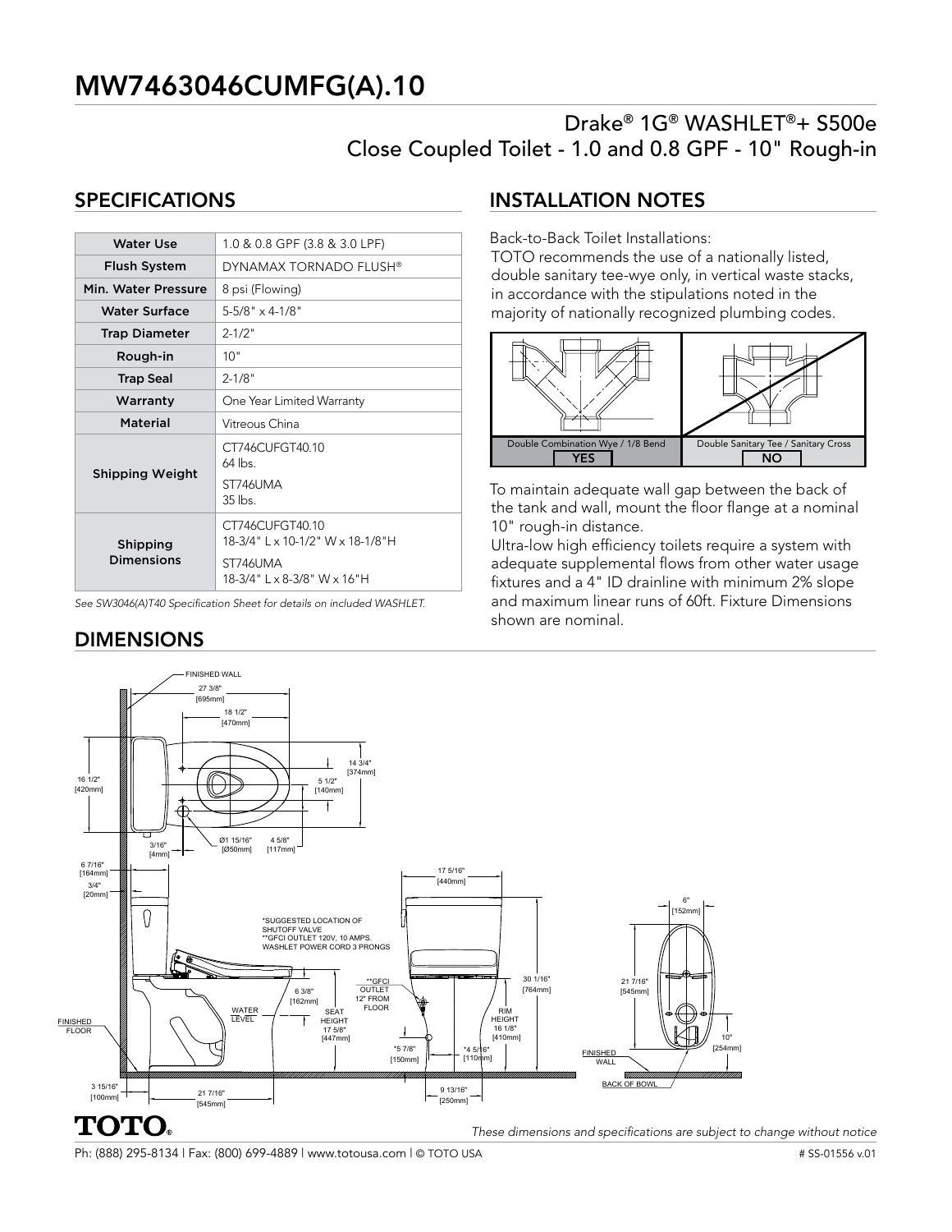# MW7463046CUMFG(A).10

## Drake® 1G® WASHLET®+ S500e Close Coupled Toilet - 1.0 and 0.8 GPF - 10" Rough-in

## SPECIFICATIONS

| | |
|---|---|
| Water Use | 1.0 & 0.8 GPF (3.8 & 3.0 LPF) |
| Flush System | DYNAMAX TORNADO FLUSH® |
| Min. Water Pressure | 8 psi (Flowing) |
| Water Surface | 5-5/8" x 4-1/8" |
| Trap Diameter | 2-1/2" |
| Rough-in | 10" |
| Trap Seal | 2-1/8" |
| Warranty | One Year Limited Warranty |
| Material | Vitreous China |
| Shipping Weight | CT746CUFGT40.10 64 lbs. ST746UMA 35 lbs. |
| Shipping Dimensions | CT746CUFGT40.10 18-3/4" L x 10-1/2" W x 18-1/8"H ST746UMA 18-3/4" L x 8-3/8" W x 16"H |

*See SW3046(A)T40 Specification Sheet for details on included WASHLET.*

## INSTALLATION NOTES

Back-to-Back Toilet Installations:
TOTO recommends the use of a nationally listed, double sanitary tee-wye only, in vertical waste stacks, in accordance with the stipulations noted in the majority of nationally recognized plumbing codes.

Double Combination Wye / 1/8 Bend
YES

Double Sanitary Tee / Sanitary Cross
NO

To maintain adequate wall gap between the back of the tank and wall, mount the floor flange at a nominal 10" rough-in distance.
Ultra-low high efficiency toilets require a system with adequate supplemental flows from other water usage fixtures and a 4" ID drainline with minimum 2% slope and maximum linear runs of 60ft. Fixture Dimensions shown are nominal.

## DIMENSIONS

FINISHED WALL
27 3/8" [695mm]
18 1/2" [470mm]
14 3/4" [374mm]
16 1/2" [420mm]
5 1/2" [140mm]
3/16" [4mm]
Ø1 15/16" [Ø50mm]
4 5/8" [117mm]
6 7/16" [164mm]
3/4" [20mm]
17 5/16" [440mm]
6" [152mm]
*SUGGESTED LOCATION OF SHUTOFF VALVE
**GFCI OUTLET 120V, 10 AMPS. WASHLET POWER CORD 3 PRONGS
**GFCI OUTLET 12" FROM FLOOR
30 1/16" [764mm]
21 7/16" [545mm]
6 3/8" [162mm]
WATER LEVEL
SEAT HEIGHT 17 5/8" [447mm]
RIM HEIGHT 16 1/8" [410mm]
FINISHED FLOOR
*5 7/8" [150mm]
*4 5/16" [110mm]
10" [254mm]
FINISHED WALL
BACK OF BOWL
3 15/16" [100mm]
21 7/16" [545mm]
9 13/16" [250mm]

*These dimensions and specifications are subject to change without notice*

Ph: (888) 295-8134 | Fax: (800) 699-4889 | www.totousa.com | © TOTO USA

# SS-01556 v.01